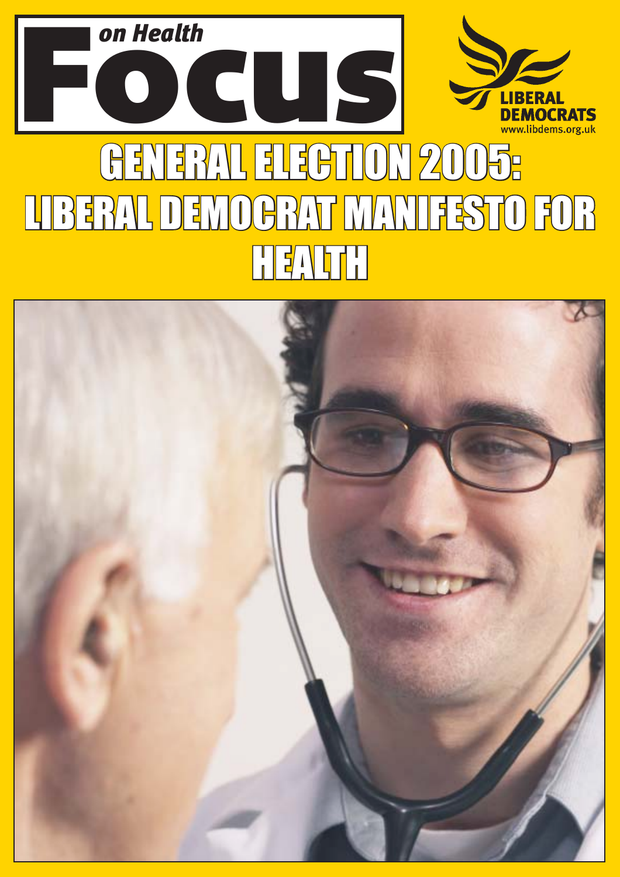# Focus *on Health*

LIBERAL DEMOCRATS
www.libdems.org.uk

# GENERAL ELECTION 2005: LIBERAL DEMOCRAT MANIFESTO FOR HEALTH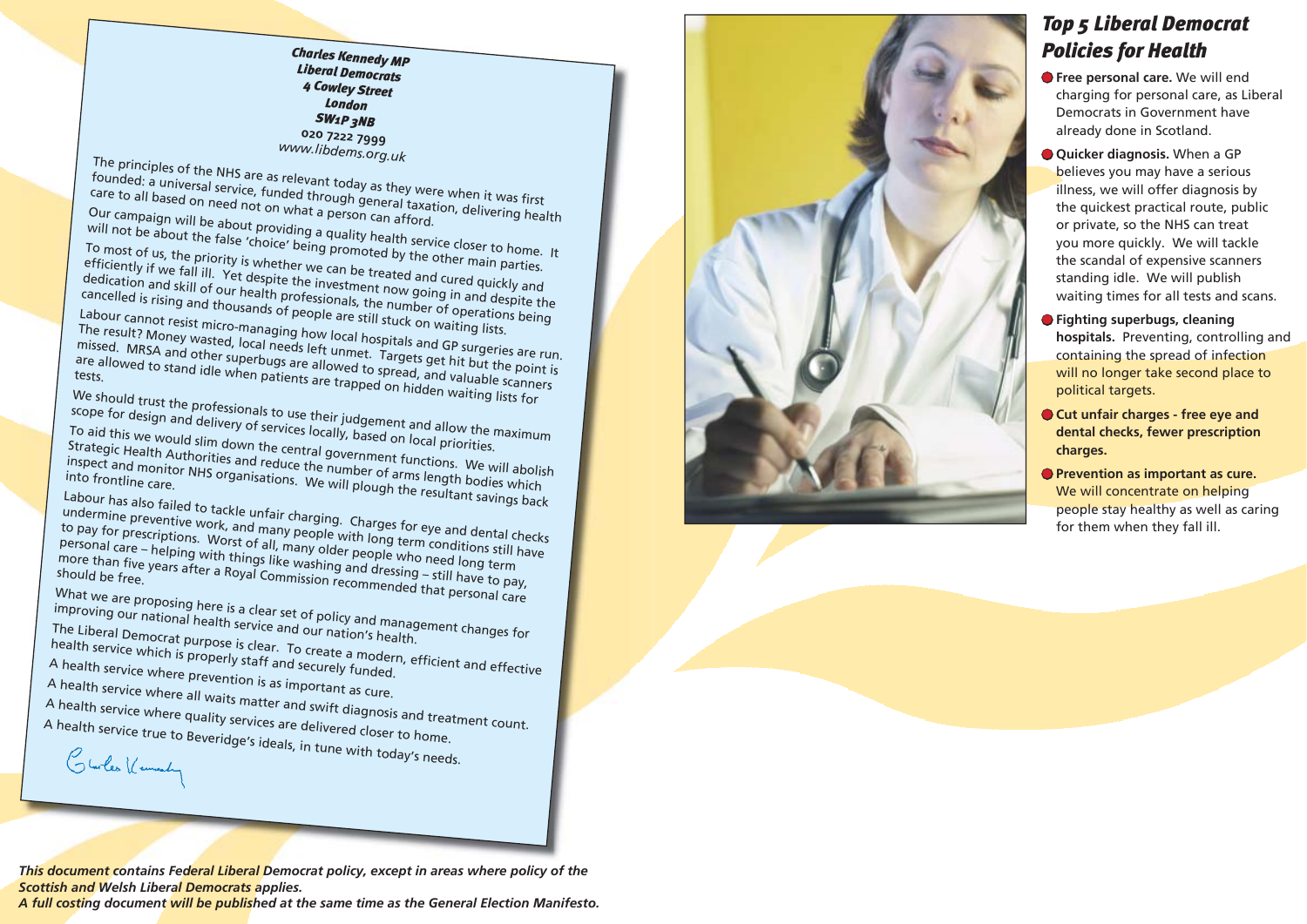**Charles Kennedy MP**
**Liberal Democrats**
**4 Cowley Street**
**London**
**SW1P 3NB**
**020 7222 7999**
www.libdems.org.uk

The principles of the NHS are as relevant today as they were when it was first founded: a universal service, funded through general taxation, delivering health care to all based on need not on what a person can afford.

Our campaign will be about providing a quality health service closer to home. It will not be about the false 'choice' being promoted by the other main parties.

To most of us, the priority is whether we can be treated and cured quickly and efficiently if we fall ill. Yet despite the investment now going in and despite the dedication and skill of our health professionals, the number of operations being cancelled is rising and thousands of people are still stuck on waiting lists.

Labour cannot resist micro-managing how local hospitals and GP surgeries are run. The result? Money wasted, local needs left unmet. Targets get hit but the point is missed. MRSA and other superbugs are allowed to spread, and valuable scanners are allowed to stand idle when patients are trapped on hidden waiting lists for tests.

We should trust the professionals to use their judgement and allow the maximum scope for design and delivery of services locally, based on local priorities.

To aid this we would slim down the central government functions. We will abolish Strategic Health Authorities and reduce the number of arms length bodies which inspect and monitor NHS organisations. We will plough the resultant savings back into frontline care.

Labour has also failed to tackle unfair charging. Charges for eye and dental checks undermine preventive work, and many people with long term conditions still have to pay for prescriptions. Worst of all, many older people who need long term personal care – helping with things like washing and dressing – still have to pay, more than five years after a Royal Commission recommended that personal care should be free.

What we are proposing here is a clear set of policy and management changes for improving our national health service and our nation's health.

The Liberal Democrat purpose is clear. To create a modern, efficient and effective health service which is properly staff and securely funded.

A health service where prevention is as important as cure.

A health service where all waits matter and swift diagnosis and treatment count.

A health service where quality services are delivered closer to home.

A health service true to Beveridge's ideals, in tune with today's needs.

Charles Kennedy

## Top 5 Liberal Democrat Policies for Health

- **Free personal care.** We will end charging for personal care, as Liberal Democrats in Government have already done in Scotland.
- **Quicker diagnosis.** When a GP believes you may have a serious illness, we will offer diagnosis by the quickest practical route, public or private, so the NHS can treat you more quickly. We will tackle the scandal of expensive scanners standing idle. We will publish waiting times for all tests and scans.
- **Fighting superbugs, cleaning hospitals.** Preventing, controlling and containing the spread of infection will no longer take second place to political targets.
- **Cut unfair charges - free eye and dental checks, fewer prescription charges.**
- **Prevention as important as cure.** We will concentrate on helping people stay healthy as well as caring for them when they fall ill.

***This document contains Federal Liberal Democrat policy, except in areas where policy of the Scottish and Welsh Liberal Democrats applies.***
***A full costing document will be published at the same time as the General Election Manifesto.***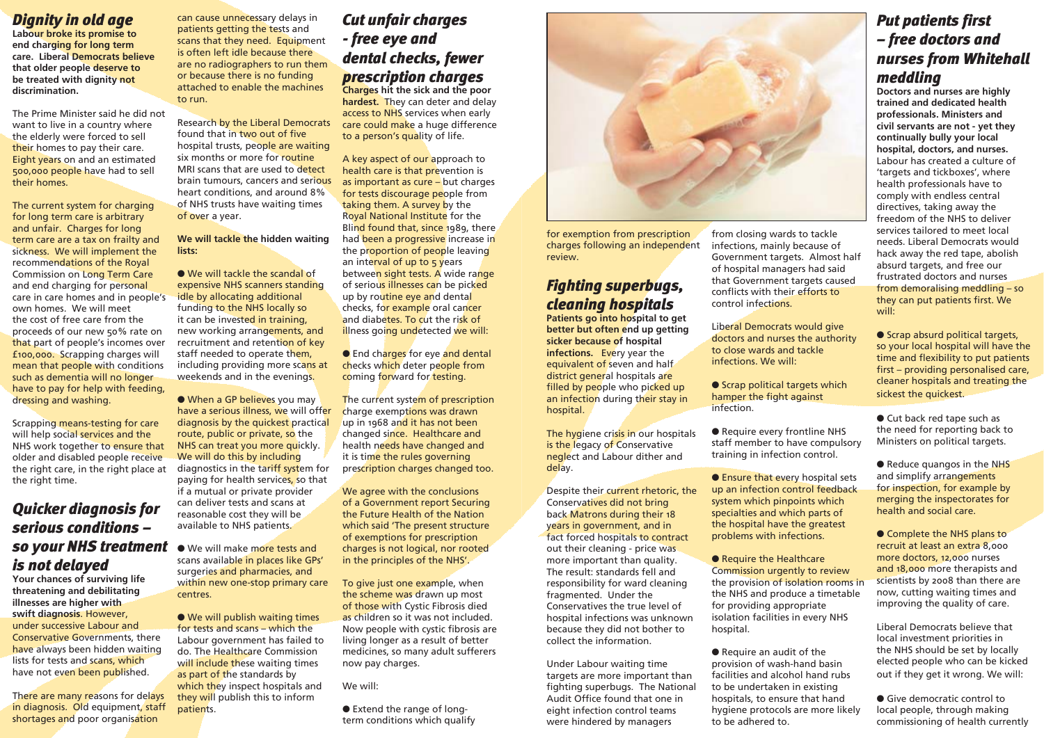## Dignity in old age

**Labour broke its promise to end charging for long term care. Liberal Democrats believe that older people deserve to be treated with dignity not discrimination.**

The Prime Minister said he did not want to live in a country where the elderly were forced to sell their homes to pay their care. Eight years on and an estimated 500,000 people have had to sell their homes.

The current system for charging for long term care is arbitrary and unfair. Charges for long term care are a tax on frailty and sickness. We will implement the recommendations of the Royal Commission on Long Term Care and end charging for personal care in care homes and in people's own homes. We will meet the cost of free care from the proceeds of our new 50% rate on that part of people's incomes over £100,000. Scrapping charges will mean that people with conditions such as dementia will no longer have to pay for help with feeding, dressing and washing.

Scrapping means-testing for care will help social services and the NHS work together to ensure that older and disabled people receive the right care, in the right place at the right time.

## Quicker diagnosis for serious conditions – so your NHS treatment is not delayed

**Your chances of surviving life threatening and debilitating illnesses are higher with swift diagnosis.** However, under successive Labour and Conservative Governments, there have always been hidden waiting lists for tests and scans, which have not even been published.

There are many reasons for delays in diagnosis. Old equipment, staff shortages and poor organisation can cause unnecessary delays in patients getting the tests and scans that they need. Equipment is often left idle because there are no radiographers to run them or because there is no funding attached to enable the machines to run.

Research by the Liberal Democrats found that in two out of five hospital trusts, people are waiting six months or more for routine MRI scans that are used to detect brain tumours, cancers and serious heart conditions, and around 8% of NHS trusts have waiting times of over a year.

**We will tackle the hidden waiting lists:**

- We will tackle the scandal of expensive NHS scanners standing idle by allocating additional funding to the NHS locally so it can be invested in training, new working arrangements, and recruitment and retention of key staff needed to operate them, including providing more scans at weekends and in the evenings.
- When a GP believes you may have a serious illness, we will offer diagnosis by the quickest practical route, public or private, so the NHS can treat you more quickly. We will do this by including diagnostics in the tariff system for paying for health services, so that if a mutual or private provider can deliver tests and scans at reasonable cost they will be available to NHS patients.
- We will make more tests and scans available in places like GPs' surgeries and pharmacies, and within new one-stop primary care centres.
- We will publish waiting times for tests and scans – which the Labour government has failed to do. The Healthcare Commission will include these waiting times as part of the standards by which they inspect hospitals and they will publish this to inform patients.

## Cut unfair charges - free eye and dental checks, fewer prescription charges

**Charges hit the sick and the poor hardest.** They can deter and delay access to NHS services when early care could make a huge difference to a person's quality of life.

A key aspect of our approach to health care is that prevention is as important as cure – but charges for tests discourage people from taking them. A survey by the Royal National Institute for the Blind found that, since 1989, there had been a progressive increase in the proportion of people leaving an interval of up to 5 years between sight tests. A wide range of serious illnesses can be picked up by routine eye and dental checks, for example oral cancer and diabetes. To cut the risk of illness going undetected we will:

- End charges for eye and dental checks which deter people from coming forward for testing.

The current system of prescription charge exemptions was drawn up in 1968 and it has not been changed since. Healthcare and health needs have changed and it is time the rules governing prescription charges changed too.

We agree with the conclusions of a Government report Securing the Future Health of the Nation which said 'The present structure of exemptions for prescription charges is not logical, nor rooted in the principles of the NHS'.

To give just one example, when the scheme was drawn up most of those with Cystic Fibrosis died as children so it was not included. Now people with cystic fibrosis are living longer as a result of better medicines, so many adult sufferers now pay charges.

We will:

- Extend the range of long-term conditions which qualify for exemption from prescription charges following an independent review.

## Fighting superbugs, cleaning hospitals

**Patients go into hospital to get better but often end up getting sicker because of hospital infections.** Every year the equivalent of seven and half district general hospitals are filled by people who picked up an infection during their stay in hospital.

The hygiene crisis in our hospitals is the legacy of Conservative neglect and Labour dither and delay.

Despite their current rhetoric, the Conservatives did not bring back Matrons during their 18 years in government, and in fact forced hospitals to contract out their cleaning - price was more important than quality. The result: standards fell and responsibility for ward cleaning fragmented. Under the Conservatives the true level of hospital infections was unknown because they did not bother to collect the information.

Under Labour waiting time targets are more important than fighting superbugs. The National Audit Office found that one in eight infection control teams were hindered by managers from closing wards to tackle infections, mainly because of Government targets. Almost half of hospital managers had said that Government targets caused conflicts with their efforts to control infections.

Liberal Democrats would give doctors and nurses the authority to close wards and tackle infections. We will:

- Scrap political targets which hamper the fight against infection.
- Require every frontline NHS staff member to have compulsory training in infection control.
- Ensure that every hospital sets up an infection control feedback system which pinpoints which specialties and which parts of the hospital have the greatest problems with infections.
- Require the Healthcare Commission urgently to review the provision of isolation rooms in the NHS and produce a timetable for providing appropriate isolation facilities in every NHS hospital.
- Require an audit of the provision of wash-hand basin facilities and alcohol hand rubs to be undertaken in existing hospitals, to ensure that hand hygiene protocols are more likely to be adhered to.

## Put patients first – free doctors and nurses from Whitehall meddling

**Doctors and nurses are highly trained and dedicated health professionals. Ministers and civil servants are not - yet they continually bully your local hospital, doctors, and nurses.** Labour has created a culture of 'targets and tickboxes', where health professionals have to comply with endless central directives, taking away the freedom of the NHS to deliver services tailored to meet local needs. Liberal Democrats would hack away the red tape, abolish absurd targets, and free our frustrated doctors and nurses from demoralising meddling – so they can put patients first. We will:

- Scrap absurd political targets, so your local hospital will have the time and flexibility to put patients first – providing personalised care, cleaner hospitals and treating the sickest the quickest.
- Cut back red tape such as the need for reporting back to Ministers on political targets.
- Reduce quangos in the NHS and simplify arrangements for inspection, for example by merging the inspectorates for health and social care.
- Complete the NHS plans to recruit at least an extra 8,000 more doctors, 12,000 nurses and 18,000 more therapists and scientists by 2008 than there are now, cutting waiting times and improving the quality of care.

Liberal Democrats believe that local investment priorities in the NHS should be set by locally elected people who can be kicked out if they get it wrong. We will:

- Give democratic control to local people, through making commissioning of health currently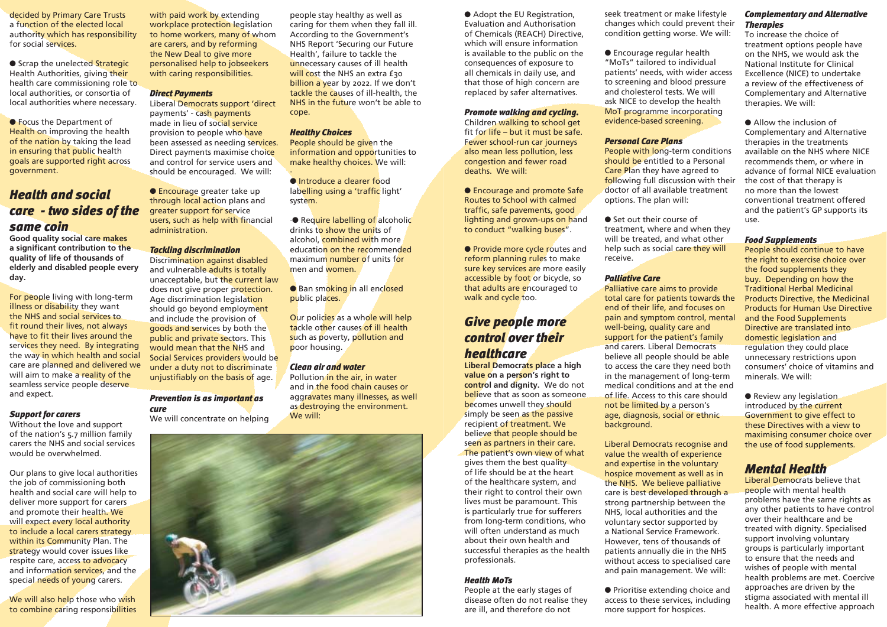decided by Primary Care Trusts a function of the elected local authority which has responsibility for social services.

- Scrap the unelected Strategic Health Authorities, giving their health care commissioning role to local authorities, or consortia of local authorities where necessary.

- Focus the Department of Health on improving the health of the nation by taking the lead in ensuring that public health goals are supported right across government.

## Health and social care - two sides of the same coin

**Good quality social care makes a significant contribution to the quality of life of thousands of elderly and disabled people every day.**

For people living with long-term illness or disability they want the NHS and social services to fit round their lives, not always have to fit their lives around the services they need. By integrating the way in which health and social care are planned and delivered we will aim to make a reality of the seamless service people deserve and expect.

### *Support for carers*

Without the love and support of the nation's 5.7 million family carers the NHS and social services would be overwhelmed.

Our plans to give local authorities the job of commissioning both health and social care will help to deliver more support for carers and promote their health. We will expect every local authority to include a local carers strategy within its Community Plan. The strategy would cover issues like respite care, access to advocacy and information services, and the special needs of young carers.

We will also help those who wish to combine caring responsibilities with paid work by extending workplace protection legislation to home workers, many of whom are carers, and by reforming the New Deal to give more personalised help to jobseekers with caring responsibilities.

### *Direct Payments*

Liberal Democrats support 'direct payments' - cash payments made in lieu of social service provision to people who have been assessed as needing services. Direct payments maximise choice and control for service users and should be encouraged. We will:

- Encourage greater take up through local action plans and greater support for service users, such as help with financial administration.

### *Tackling discrimination*

Discrimination against disabled and vulnerable adults is totally unacceptable, but the current law does not give proper protection. Age discrimination legislation should go beyond employment and include the provision of goods and services by both the public and private sectors. This would mean that the NHS and Social Services providers would be under a duty not to discriminate unjustifiably on the basis of age.

### *Prevention is as important as cure*

We will concentrate on helping people stay healthy as well as caring for them when they fall ill. According to the Government's NHS Report 'Securing our Future Health', failure to tackle the unnecessary causes of ill health will cost the NHS an extra £30 billion a year by 2022. If we don't tackle the causes of ill-health, the NHS in the future won't be able to cope.

### *Healthy Choices*

People should be given the information and opportunities to make healthy choices. We will:

- Introduce a clearer food labelling using a 'traffic light' system.

- Require labelling of alcoholic drinks to show the units of alcohol, combined with more education on the recommended maximum number of units for men and women.

- Ban smoking in all enclosed public places.

Our policies as a whole will help tackle other causes of ill health such as poverty, pollution and poor housing.

### *Clean air and water*

Pollution in the air, in water and in the food chain causes or aggravates many illnesses, as well as destroying the environment. We will:

- Adopt the EU Registration, Evaluation and Authorisation of Chemicals (REACH) Directive, which will ensure information is available to the public on the consequences of exposure to all chemicals in daily use, and that those of high concern are replaced by safer alternatives.

### *Promote walking and cycling.*

Children walking to school get fit for life – but it must be safe. Fewer school-run car journeys also mean less pollution, less congestion and fewer road deaths. We will:

- Encourage and promote Safe Routes to School with calmed traffic, safe pavements, good lighting and grown-ups on hand to conduct "walking buses".

- Provide more cycle routes and reform planning rules to make sure key services are more easily accessible by foot or bicycle, so that adults are encouraged to walk and cycle too.

## Give people more control over their healthcare

**Liberal Democrats place a high value on a person's right to control and dignity.** We do not believe that as soon as someone becomes unwell they should simply be seen as the passive recipient of treatment. We believe that people should be seen as partners in their care. The patient's own view of what gives them the best quality of life should be at the heart of the healthcare system, and their right to control their own lives must be paramount. This is particularly true for sufferers from long-term conditions, who will often understand as much about their own health and successful therapies as the health professionals.

### *Health MoTs*

People at the early stages of disease often do not realise they are ill, and therefore do not seek treatment or make lifestyle changes which could prevent their condition getting worse. We will:

- Encourage regular health "MoTs" tailored to individual patients' needs, with wider access to screening and blood pressure and cholesterol tests. We will ask NICE to develop the health MoT programme incorporating evidence-based screening.

### *Personal Care Plans*

People with long-term conditions should be entitled to a Personal Care Plan they have agreed to following full discussion with their doctor of all available treatment options. The plan will:

- Set out their course of treatment, where and when they will be treated, and what other help such as social care they will receive.

### *Palliative Care*

Palliative care aims to provide total care for patients towards the end of their life, and focuses on pain and symptom control, mental well-being, quality care and support for the patient's family and carers. Liberal Democrats believe all people should be able to access the care they need both in the management of long-term medical conditions and at the end of life. Access to this care should not be limited by a person's age, diagnosis, social or ethnic background.

Liberal Democrats recognise and value the wealth of experience and expertise in the voluntary hospice movement as well as in the NHS. We believe palliative care is best developed through a strong partnership between the NHS, local authorities and the voluntary sector supported by a National Service Framework. However, tens of thousands of patients annually die in the NHS without access to specialised care and pain management. We will:

- Prioritise extending choice and access to these services, including more support for hospices.

### *Complementary and Alternative Therapies*

To increase the choice of treatment options people have on the NHS, we would ask the National Institute for Clinical Excellence (NICE) to undertake a review of the effectiveness of Complementary and Alternative therapies. We will:

- Allow the inclusion of Complementary and Alternative therapies in the treatments available on the NHS where NICE recommends them, or where in advance of formal NICE evaluation the cost of that therapy is no more than the lowest conventional treatment offered and the patient's GP supports its use.

### *Food Supplements*

People should continue to have the right to exercise choice over the food supplements they buy. Depending on how the Traditional Herbal Medicinal Products Directive, the Medicinal Products for Human Use Directive and the Food Supplements Directive are translated into domestic legislation and regulation they could place unnecessary restrictions upon consumers' choice of vitamins and minerals. We will:

- Review any legislation introduced by the current Government to give effect to these Directives with a view to maximising consumer choice over the use of food supplements.

## Mental Health

Liberal Democrats believe that people with mental health problems have the same rights as any other patients to have control over their healthcare and be treated with dignity. Specialised support involving voluntary groups is particularly important to ensure that the needs and wishes of people with mental health problems are met. Coercive approaches are driven by the stigma associated with mental ill health. A more effective approach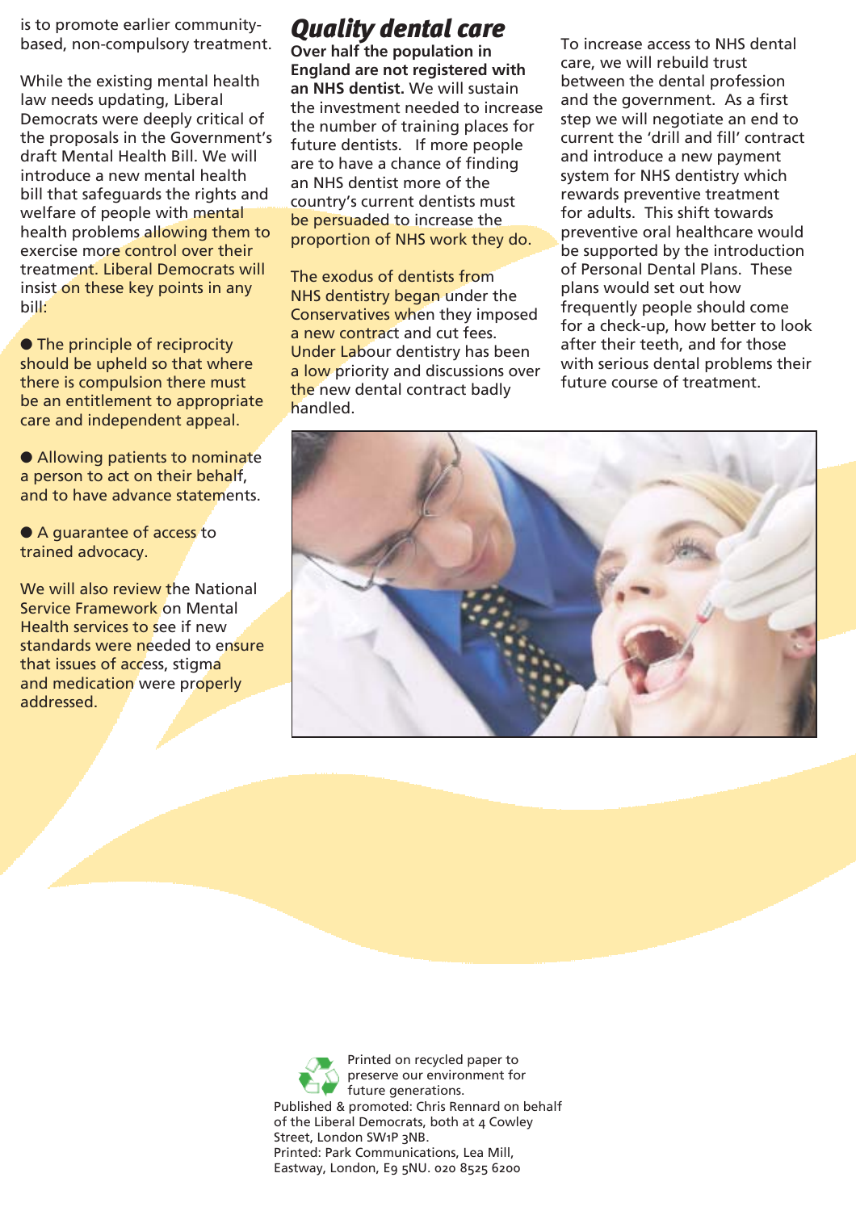is to promote earlier community-based, non-compulsory treatment.

While the existing mental health law needs updating, Liberal Democrats were deeply critical of the proposals in the Government's draft Mental Health Bill. We will introduce a new mental health bill that safeguards the rights and welfare of people with mental health problems allowing them to exercise more control over their treatment. Liberal Democrats will insist on these key points in any bill:

- The principle of reciprocity should be upheld so that where there is compulsion there must be an entitlement to appropriate care and independent appeal.
- Allowing patients to nominate a person to act on their behalf, and to have advance statements.
- A guarantee of access to trained advocacy.

We will also review the National Service Framework on Mental Health services to see if new standards were needed to ensure that issues of access, stigma and medication were properly addressed.

## Quality dental care

**Over half the population in England are not registered with an NHS dentist.** We will sustain the investment needed to increase the number of training places for future dentists. If more people are to have a chance of finding an NHS dentist more of the country's current dentists must be persuaded to increase the proportion of NHS work they do.

The exodus of dentists from NHS dentistry began under the Conservatives when they imposed a new contract and cut fees. Under Labour dentistry has been a low priority and discussions over the new dental contract badly handled.

To increase access to NHS dental care, we will rebuild trust between the dental profession and the government. As a first step we will negotiate an end to current the 'drill and fill' contract and introduce a new payment system for NHS dentistry which rewards preventive treatment for adults. This shift towards preventive oral healthcare would be supported by the introduction of Personal Dental Plans. These plans would set out how frequently people should come for a check-up, how better to look after their teeth, and for those with serious dental problems their future course of treatment.

Printed on recycled paper to preserve our environment for future generations.

Published & promoted: Chris Rennard on behalf of the Liberal Democrats, both at 4 Cowley Street, London SW1P 3NB.
Printed: Park Communications, Lea Mill, Eastway, London, E9 5NU. 020 8525 6200